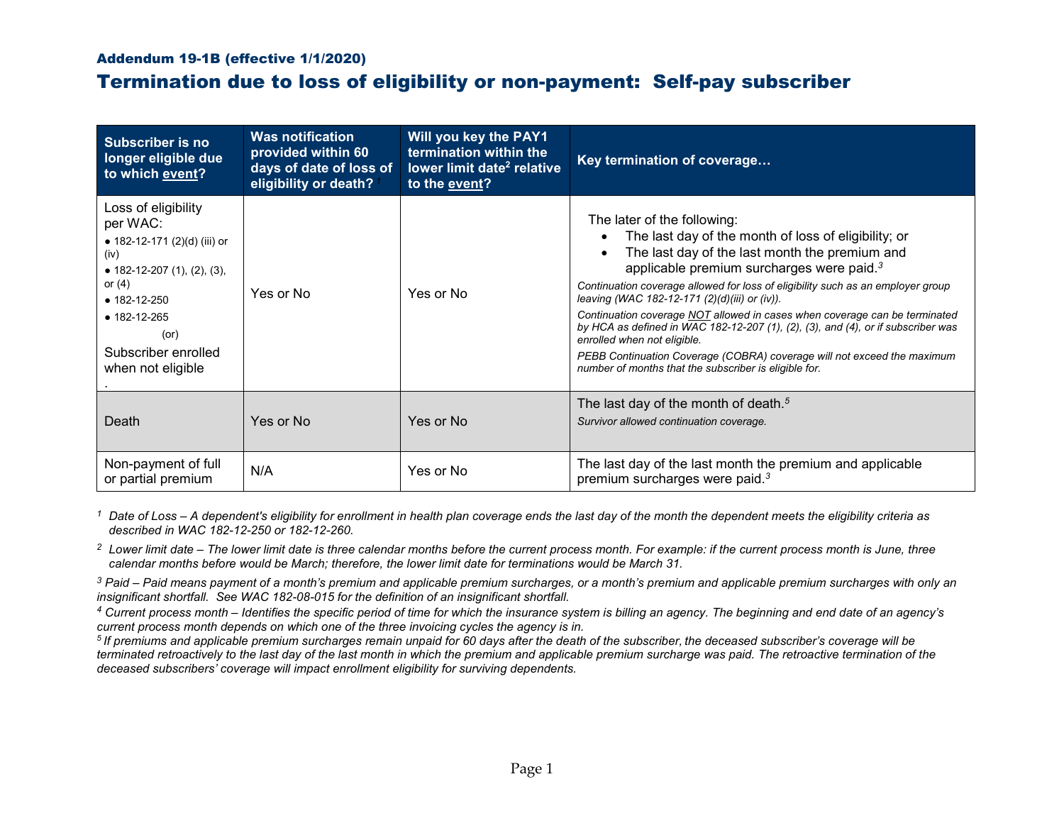### Addendum 19-1B (effective 1/1/2020)

# Termination due to loss of eligibility or non-payment: Self-pay subscriber

| Subscriber is no longer eligible due to which event? | Was notification provided within 60 days of date of loss of eligibility or death? [1] | Will you key the PAY1 termination within the lower limit date[2] relative to the event? | Key termination of coverage… |
|---|---|---|---|
| Loss of eligibility per WAC:<br>• 182-12-171 (2)(d) (iii) or (iv)<br>• 182-12-207 (1), (2), (3), or (4)<br>• 182-12-250<br>• 182-12-265<br>(or)<br>Subscriber enrolled when not eligible<br>. | Yes or No | Yes or No | The later of the following:<br>• The last day of the month of loss of eligibility; or<br>• The last day of the last month the premium and applicable premium surcharges were paid.[3]<br>*Continuation coverage allowed for loss of eligibility such as an employer group leaving (WAC 182-12-171 (2)(d)(iii) or (iv)).*<br>*Continuation coverage NOT allowed in cases when coverage can be terminated by HCA as defined in WAC 182-12-207 (1), (2), (3), and (4), or if subscriber was enrolled when not eligible.*<br>*PEBB Continuation Coverage (COBRA) coverage will not exceed the maximum number of months that the subscriber is eligible for.* |
| Death | Yes or No | Yes or No | The last day of the month of death.[5]<br>*Survivor allowed continuation coverage.* |
| Non-payment of full or partial premium | N/A | Yes or No | The last day of the last month the premium and applicable premium surcharges were paid.[3] |

*[1] Date of Loss – A dependent's eligibility for enrollment in health plan coverage ends the last day of the month the dependent meets the eligibility criteria as described in WAC 182-12-250 or 182-12-260.*

*[2] Lower limit date – The lower limit date is three calendar months before the current process month. For example: if the current process month is June, three calendar months before would be March; therefore, the lower limit date for terminations would be March 31.*

*[3] Paid – Paid means payment of a month's premium and applicable premium surcharges, or a month's premium and applicable premium surcharges with only an insignificant shortfall. See WAC 182-08-015 for the definition of an insignificant shortfall.*

*[4] Current process month – Identifies the specific period of time for which the insurance system is billing an agency. The beginning and end date of an agency's current process month depends on which one of the three invoicing cycles the agency is in.*

*[5] If premiums and applicable premium surcharges remain unpaid for 60 days after the death of the subscriber, the deceased subscriber's coverage will be terminated retroactively to the last day of the last month in which the premium and applicable premium surcharge was paid. The retroactive termination of the deceased subscribers' coverage will impact enrollment eligibility for surviving dependents.*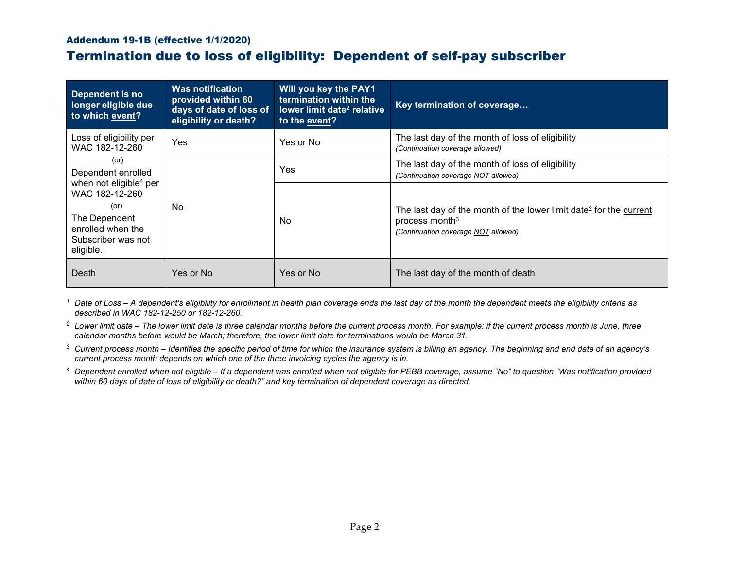### Addendum 19-1B (effective 1/1/2020)

## Termination due to loss of eligibility: Dependent of self-pay subscriber

| Dependent is no longer eligible due to which event? | Was notification provided within 60 days of date of loss of eligibility or death? [1] | Will you key the PAY1 termination within the lower limit date[2] relative to the event? | Key termination of coverage… |
|---|---|---|---|
| Loss of eligibility per WAC 182-12-260 (or) Dependent enrolled when not eligible[4] per WAC 182-12-260 (or) The Dependent enrolled when the Subscriber was not eligible. | Yes | Yes or No | The last day of the month of loss of eligibility *(Continuation coverage allowed)* |
| | No | Yes | The last day of the month of loss of eligibility *(Continuation coverage NOT allowed)* |
| | | No | The last day of the month of the lower limit date[2] for the current process month[3] *(Continuation coverage NOT allowed)* |
| Death | Yes or No | Yes or No | The last day of the month of death |

[1] *Date of Loss – A dependent's eligibility for enrollment in health plan coverage ends the last day of the month the dependent meets the eligibility criteria as described in WAC 182-12-250 or 182-12-260.*

[2] *Lower limit date – The lower limit date is three calendar months before the current process month. For example: if the current process month is June, three calendar months before would be March; therefore, the lower limit date for terminations would be March 31.*

[3] *Current process month – Identifies the specific period of time for which the insurance system is billing an agency. The beginning and end date of an agency's current process month depends on which one of the three invoicing cycles the agency is in.*

[4] *Dependent enrolled when not eligible – If a dependent was enrolled when not eligible for PEBB coverage, assume "No" to question "Was notification provided within 60 days of date of loss of eligibility or death?" and key termination of dependent coverage as directed.*